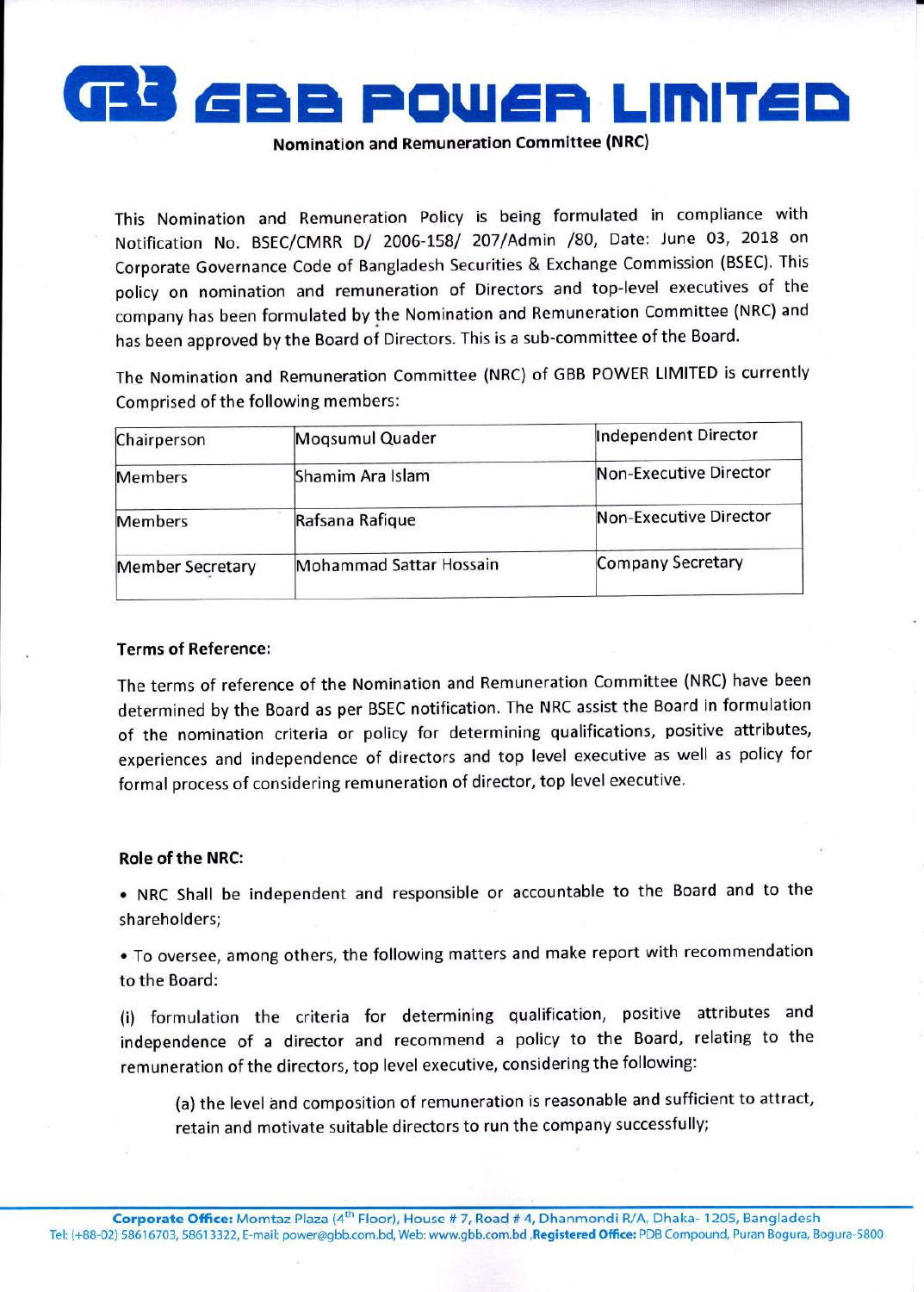# GBB POWER LIMITED

**Nomination and Remuneration Committee (NRC)**

This Nomination and Remuneration Policy is being formulated in compliance with Notification No. BSEC/CMRR D/ 2006-158/ 207/Admin /80, Date: June 03, 2018 on Corporate Governance Code of Bangladesh Securities & Exchange Commission (BSEC). This policy on nomination and remuneration of Directors and top-level executives of the company has been formulated by the Nomination and Remuneration Committee (NRC) and has been approved by the Board of Directors. This is a sub-committee of the Board.

The Nomination and Remuneration Committee (NRC) of GBB POWER LIMITED is currently Comprised of the following members:

| Chairperson | Moqsumul Quader | Independent Director |
|---|---|---|
| Members | Shamim Ara Islam | Non-Executive Director |
| Members | Rafsana Rafique | Non-Executive Director |
| Member Secretary | Mohammad Sattar Hossain | Company Secretary |

**Terms of Reference:**

The terms of reference of the Nomination and Remuneration Committee (NRC) have been determined by the Board as per BSEC notification. The NRC assist the Board in formulation of the nomination criteria or policy for determining qualifications, positive attributes, experiences and independence of directors and top level executive as well as policy for formal process of considering remuneration of director, top level executive.

**Role of the NRC:**

- NRC Shall be independent and responsible or accountable to the Board and to the shareholders;
- To oversee, among others, the following matters and make report with recommendation to the Board:

(i) formulation the criteria for determining qualification, positive attributes and independence of a director and recommend a policy to the Board, relating to the remuneration of the directors, top level executive, considering the following:

(a) the level and composition of remuneration is reasonable and sufficient to attract, retain and motivate suitable directors to run the company successfully;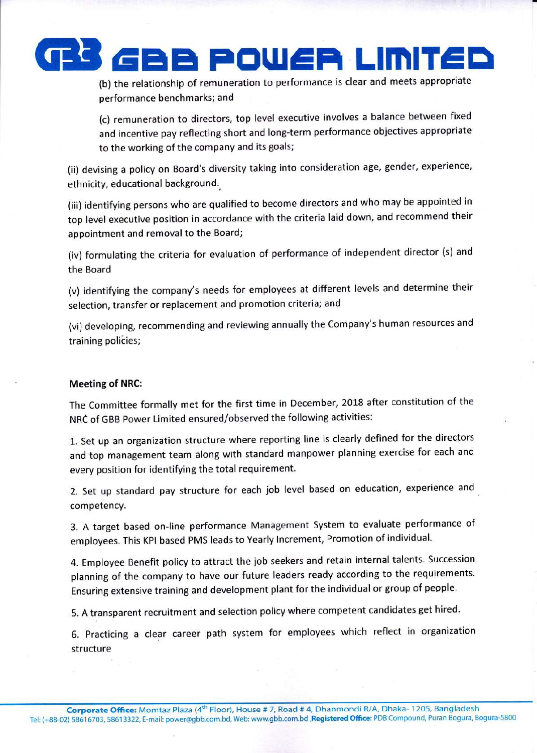(b) the relationship of remuneration to performance is clear and meets appropriate performance benchmarks; and

(c) remuneration to directors, top level executive involves a balance between fixed and incentive pay reflecting short and long-term performance objectives appropriate to the working of the company and its goals;

(ii) devising a policy on Board's diversity taking into consideration age, gender, experience, ethnicity, educational background.

(iii) identifying persons who are qualified to become directors and who may be appointed in top level executive position in accordance with the criteria laid down, and recommend their appointment and removal to the Board;

(iv) formulating the criteria for evaluation of performance of independent director (s) and the Board

(v) identifying the company's needs for employees at different levels and determine their selection, transfer or replacement and promotion criteria; and

(vi) developing, recommending and reviewing annually the Company's human resources and training policies;

**Meeting of NRC:**

The Committee formally met for the first time in December, 2018 after constitution of the NRC of GBB Power Limited ensured/observed the following activities:

1. Set up an organization structure where reporting line is clearly defined for the directors and top management team along with standard manpower planning exercise for each and every position for identifying the total requirement.

2. Set up standard pay structure for each job level based on education, experience and competency.

3. A target based on-line performance Management System to evaluate performance of employees. This KPI based PMS leads to Yearly Increment, Promotion of individual.

4. Employee Benefit policy to attract the job seekers and retain internal talents. Succession planning of the company to have our future leaders ready according to the requirements. Ensuring extensive training and development plant for the individual or group of people.

5. A transparent recruitment and selection policy where competent candidates get hired.

6. Practicing a clear career path system for employees which reflect in organization structure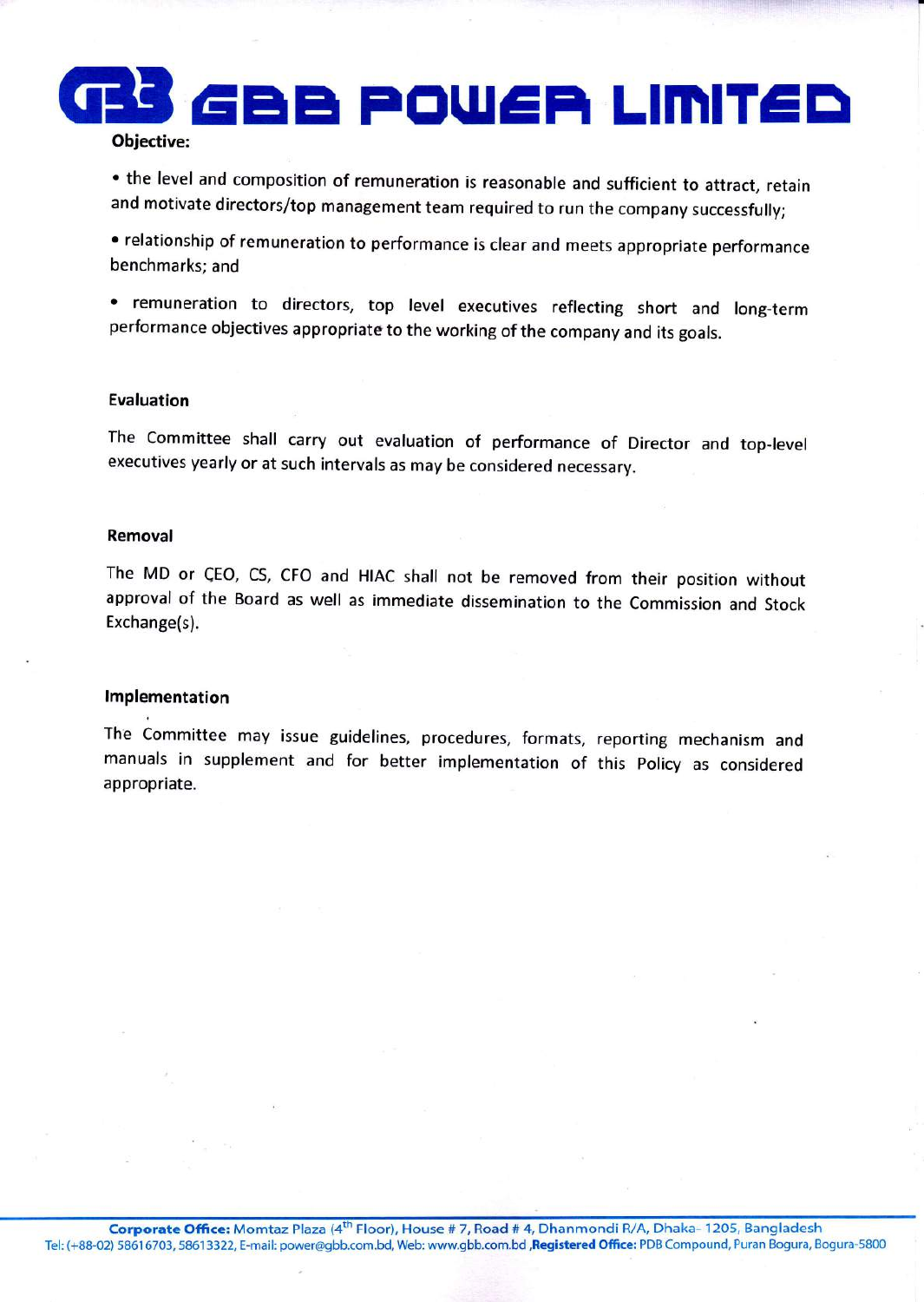**Objective:**

- the level and composition of remuneration is reasonable and sufficient to attract, retain and motivate directors/top management team required to run the company successfully;
- relationship of remuneration to performance is clear and meets appropriate performance benchmarks; and
- remuneration to directors, top level executives reflecting short and long-term performance objectives appropriate to the working of the company and its goals.

**Evaluation**

The Committee shall carry out evaluation of performance of Director and top-level executives yearly or at such intervals as may be considered necessary.

**Removal**

The MD or CEO, CS, CFO and HIAC shall not be removed from their position without approval of the Board as well as immediate dissemination to the Commission and Stock Exchange(s).

**Implementation**

The Committee may issue guidelines, procedures, formats, reporting mechanism and manuals in supplement and for better implementation of this Policy as considered appropriate.